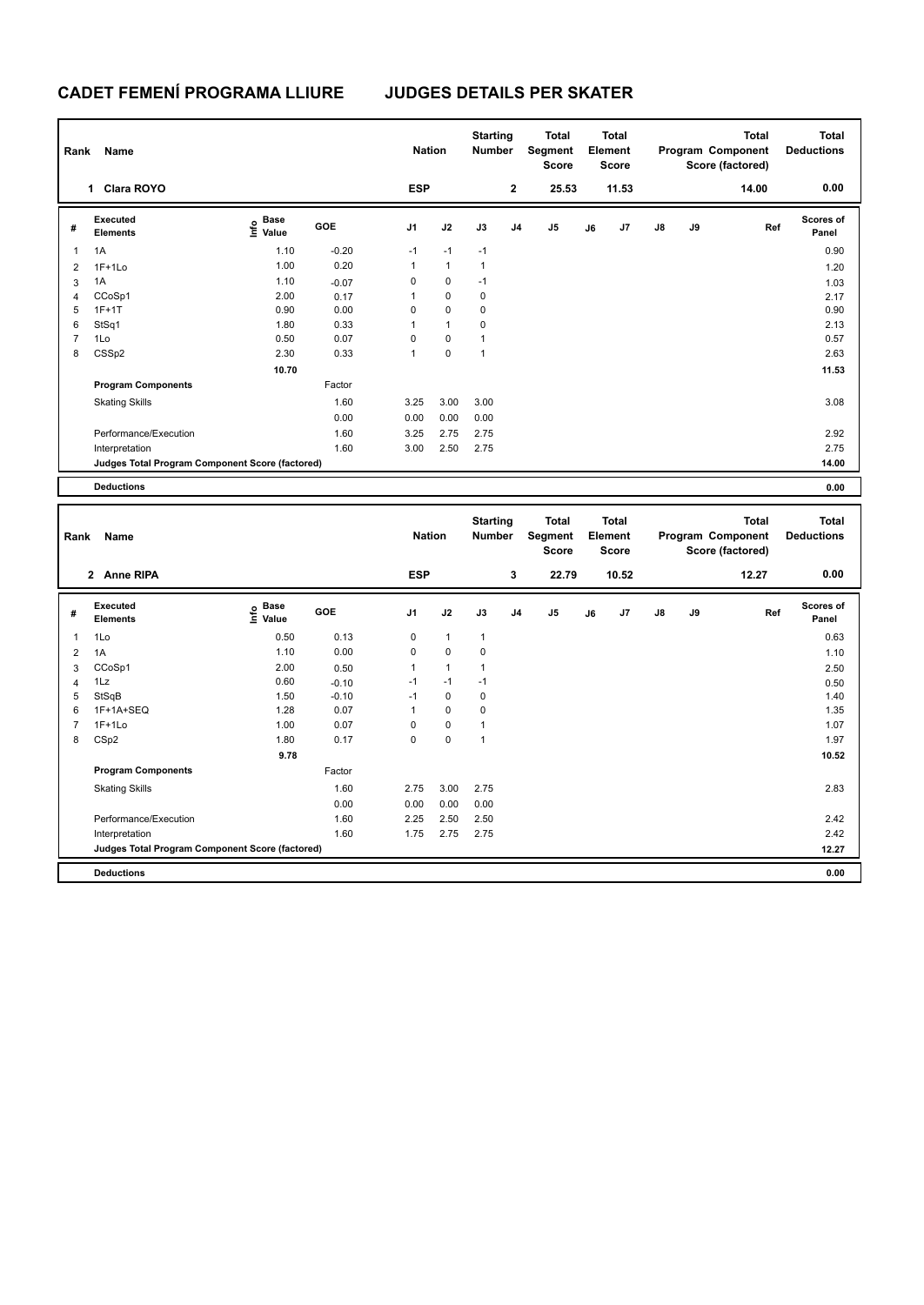# CADET FEMENÍ PROGRAMA LLIURE JUDGES DETAILS PER SKATER

| Rank | Name | Nation | Starting Number | Total Segment Score | Total Element Score | Total Program Component Score (factored) | Total Deductions |
|---|---|---|---|---|---|---|---|
| 1 | Clara ROYO | ESP | 2 | 25.53 | 11.53 | 14.00 | 0.00 |

| # | Executed Elements | Info | Base Value | GOE | J1 | J2 | J3 | J4 | J5 | J6 | J7 | J8 | J9 | Ref | Scores of Panel |
|---|---|---|---|---|---|---|---|---|---|---|---|---|---|---|---|
| 1 | 1A | | 1.10 | -0.20 | -1 | -1 | -1 | | | | | | | | 0.90 |
| 2 | 1F+1Lo | | 1.00 | 0.20 | 1 | 1 | 1 | | | | | | | | 1.20 |
| 3 | 1A | | 1.10 | -0.07 | 0 | 0 | -1 | | | | | | | | 1.03 |
| 4 | CCoSp1 | | 2.00 | 0.17 | 1 | 0 | 0 | | | | | | | | 2.17 |
| 5 | 1F+1T | | 0.90 | 0.00 | 0 | 0 | 0 | | | | | | | | 0.90 |
| 6 | StSq1 | | 1.80 | 0.33 | 1 | 1 | 0 | | | | | | | | 2.13 |
| 7 | 1Lo | | 0.50 | 0.07 | 0 | 0 | 1 | | | | | | | | 0.57 |
| 8 | CSSp2 | | 2.30 | 0.33 | 1 | 0 | 1 | | | | | | | | 2.63 |
| | | | 10.70 | | | | | | | | | | | | 11.53 |
| | **Program Components** | | | Factor | | | | | | | | | | | |
| | Skating Skills | | | 1.60 | 3.25 | 3.00 | 3.00 | | | | | | | | 3.08 |
| | | | | 0.00 | 0.00 | 0.00 | 0.00 | | | | | | | | |
| | Performance/Execution | | | 1.60 | 3.25 | 2.75 | 2.75 | | | | | | | | 2.92 |
| | Interpretation | | | 1.60 | 3.00 | 2.50 | 2.75 | | | | | | | | 2.75 |
| | **Judges Total Program Component Score (factored)** | | | | | | | | | | | | | | 14.00 |
| | **Deductions** | | | | | | | | | | | | | | 0.00 |

| Rank | Name | Nation | Starting Number | Total Segment Score | Total Element Score | Total Program Component Score (factored) | Total Deductions |
|---|---|---|---|---|---|---|---|
| 2 | Anne RIPA | ESP | 3 | 22.79 | 10.52 | 12.27 | 0.00 |

| # | Executed Elements | Info | Base Value | GOE | J1 | J2 | J3 | J4 | J5 | J6 | J7 | J8 | J9 | Ref | Scores of Panel |
|---|---|---|---|---|---|---|---|---|---|---|---|---|---|---|---|
| 1 | 1Lo | | 0.50 | 0.13 | 0 | 1 | 1 | | | | | | | | 0.63 |
| 2 | 1A | | 1.10 | 0.00 | 0 | 0 | 0 | | | | | | | | 1.10 |
| 3 | CCoSp1 | | 2.00 | 0.50 | 1 | 1 | 1 | | | | | | | | 2.50 |
| 4 | 1Lz | | 0.60 | -0.10 | -1 | -1 | -1 | | | | | | | | 0.50 |
| 5 | StSqB | | 1.50 | -0.10 | -1 | 0 | 0 | | | | | | | | 1.40 |
| 6 | 1F+1A+SEQ | | 1.28 | 0.07 | 1 | 0 | 0 | | | | | | | | 1.35 |
| 7 | 1F+1Lo | | 1.00 | 0.07 | 0 | 0 | 1 | | | | | | | | 1.07 |
| 8 | CSp2 | | 1.80 | 0.17 | 0 | 0 | 1 | | | | | | | | 1.97 |
| | | | 9.78 | | | | | | | | | | | | 10.52 |
| | **Program Components** | | | Factor | | | | | | | | | | | |
| | Skating Skills | | | 1.60 | 2.75 | 3.00 | 2.75 | | | | | | | | 2.83 |
| | | | | 0.00 | 0.00 | 0.00 | 0.00 | | | | | | | | |
| | Performance/Execution | | | 1.60 | 2.25 | 2.50 | 2.50 | | | | | | | | 2.42 |
| | Interpretation | | | 1.60 | 1.75 | 2.75 | 2.75 | | | | | | | | 2.42 |
| | **Judges Total Program Component Score (factored)** | | | | | | | | | | | | | | 12.27 |
| | **Deductions** | | | | | | | | | | | | | | 0.00 |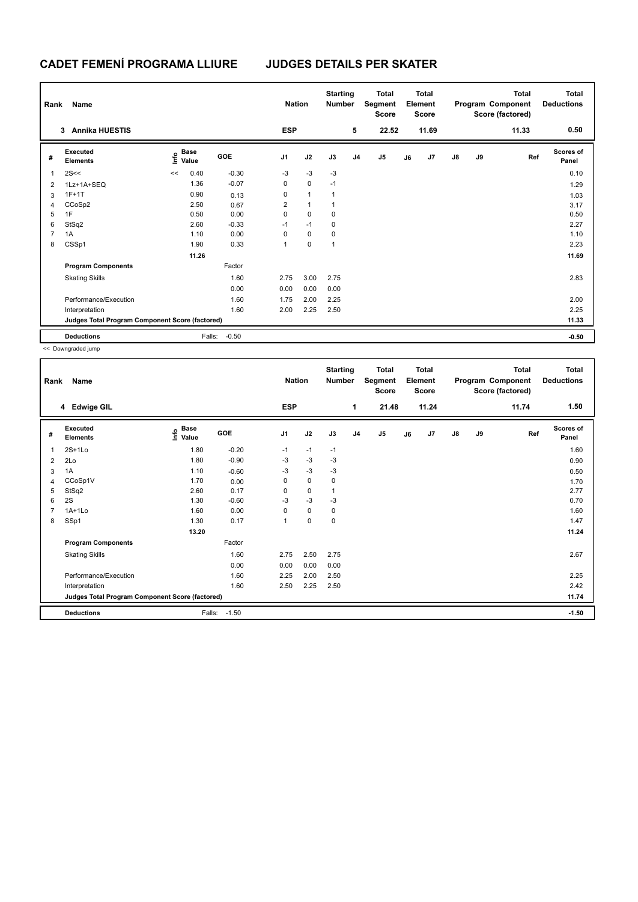# CADET FEMENÍ PROGRAMA LLIURE

## JUDGES DETAILS PER SKATER

| Rank | Name | Nation | Starting Number | Total Segment Score | Total Element Score | Total Program Component Score (factored) | Total Deductions |
|---|---|---|---|---|---|---|---|
| 3 | Annika HUESTIS | ESP | 5 | 22.52 | 11.69 | 11.33 | 0.50 |

| # | Executed Elements | Info | Base Value | GOE | J1 | J2 | J3 | J4 | J5 | J6 | J7 | J8 | J9 | Ref | Scores of Panel |
|---|---|---|---|---|---|---|---|---|---|---|---|---|---|---|---|
| 1 | 2S<< | << | 0.40 | -0.30 | -3 | -3 | -3 | | | | | | | | 0.10 |
| 2 | 1Lz+1A+SEQ | | 1.36 | -0.07 | 0 | 0 | -1 | | | | | | | | 1.29 |
| 3 | 1F+1T | | 0.90 | 0.13 | 0 | 1 | 1 | | | | | | | | 1.03 |
| 4 | CCoSp2 | | 2.50 | 0.67 | 2 | 1 | 1 | | | | | | | | 3.17 |
| 5 | 1F | | 0.50 | 0.00 | 0 | 0 | 0 | | | | | | | | 0.50 |
| 6 | StSq2 | | 2.60 | -0.33 | -1 | -1 | 0 | | | | | | | | 2.27 |
| 7 | 1A | | 1.10 | 0.00 | 0 | 0 | 0 | | | | | | | | 1.10 |
| 8 | CSSp1 | | 1.90 | 0.33 | 1 | 0 | 1 | | | | | | | | 2.23 |
| | | | 11.26 | | | | | | | | | | | | 11.69 |
| | **Program Components** | | | Factor | | | | | | | | | | | |
| | Skating Skills | | | 1.60 | 2.75 | 3.00 | 2.75 | | | | | | | | 2.83 |
| | | | | 0.00 | 0.00 | 0.00 | 0.00 | | | | | | | | |
| | Performance/Execution | | | 1.60 | 1.75 | 2.00 | 2.25 | | | | | | | | 2.00 |
| | Interpretation | | | 1.60 | 2.00 | 2.25 | 2.50 | | | | | | | | 2.25 |
| | **Judges Total Program Component Score (factored)** | | | | | | | | | | | | | | 11.33 |
| | **Deductions** | | Falls: | -0.50 | | | | | | | | | | | -0.50 |

<< Downgraded jump

| Rank | Name | Nation | Starting Number | Total Segment Score | Total Element Score | Total Program Component Score (factored) | Total Deductions |
|---|---|---|---|---|---|---|---|
| 4 | Edwige GIL | ESP | 1 | 21.48 | 11.24 | 11.74 | 1.50 |

| # | Executed Elements | Info | Base Value | GOE | J1 | J2 | J3 | J4 | J5 | J6 | J7 | J8 | J9 | Ref | Scores of Panel |
|---|---|---|---|---|---|---|---|---|---|---|---|---|---|---|---|
| 1 | 2S+1Lo | | 1.80 | -0.20 | -1 | -1 | -1 | | | | | | | | 1.60 |
| 2 | 2Lo | | 1.80 | -0.90 | -3 | -3 | -3 | | | | | | | | 0.90 |
| 3 | 1A | | 1.10 | -0.60 | -3 | -3 | -3 | | | | | | | | 0.50 |
| 4 | CCoSp1V | | 1.70 | 0.00 | 0 | 0 | 0 | | | | | | | | 1.70 |
| 5 | StSq2 | | 2.60 | 0.17 | 0 | 0 | 1 | | | | | | | | 2.77 |
| 6 | 2S | | 1.30 | -0.60 | -3 | -3 | -3 | | | | | | | | 0.70 |
| 7 | 1A+1Lo | | 1.60 | 0.00 | 0 | 0 | 0 | | | | | | | | 1.60 |
| 8 | SSp1 | | 1.30 | 0.17 | 1 | 0 | 0 | | | | | | | | 1.47 |
| | | | 13.20 | | | | | | | | | | | | 11.24 |
| | **Program Components** | | | Factor | | | | | | | | | | | |
| | Skating Skills | | | 1.60 | 2.75 | 2.50 | 2.75 | | | | | | | | 2.67 |
| | | | | 0.00 | 0.00 | 0.00 | 0.00 | | | | | | | | |
| | Performance/Execution | | | 1.60 | 2.25 | 2.00 | 2.50 | | | | | | | | 2.25 |
| | Interpretation | | | 1.60 | 2.50 | 2.25 | 2.50 | | | | | | | | 2.42 |
| | **Judges Total Program Component Score (factored)** | | | | | | | | | | | | | | 11.74 |
| | **Deductions** | | Falls: | -1.50 | | | | | | | | | | | -1.50 |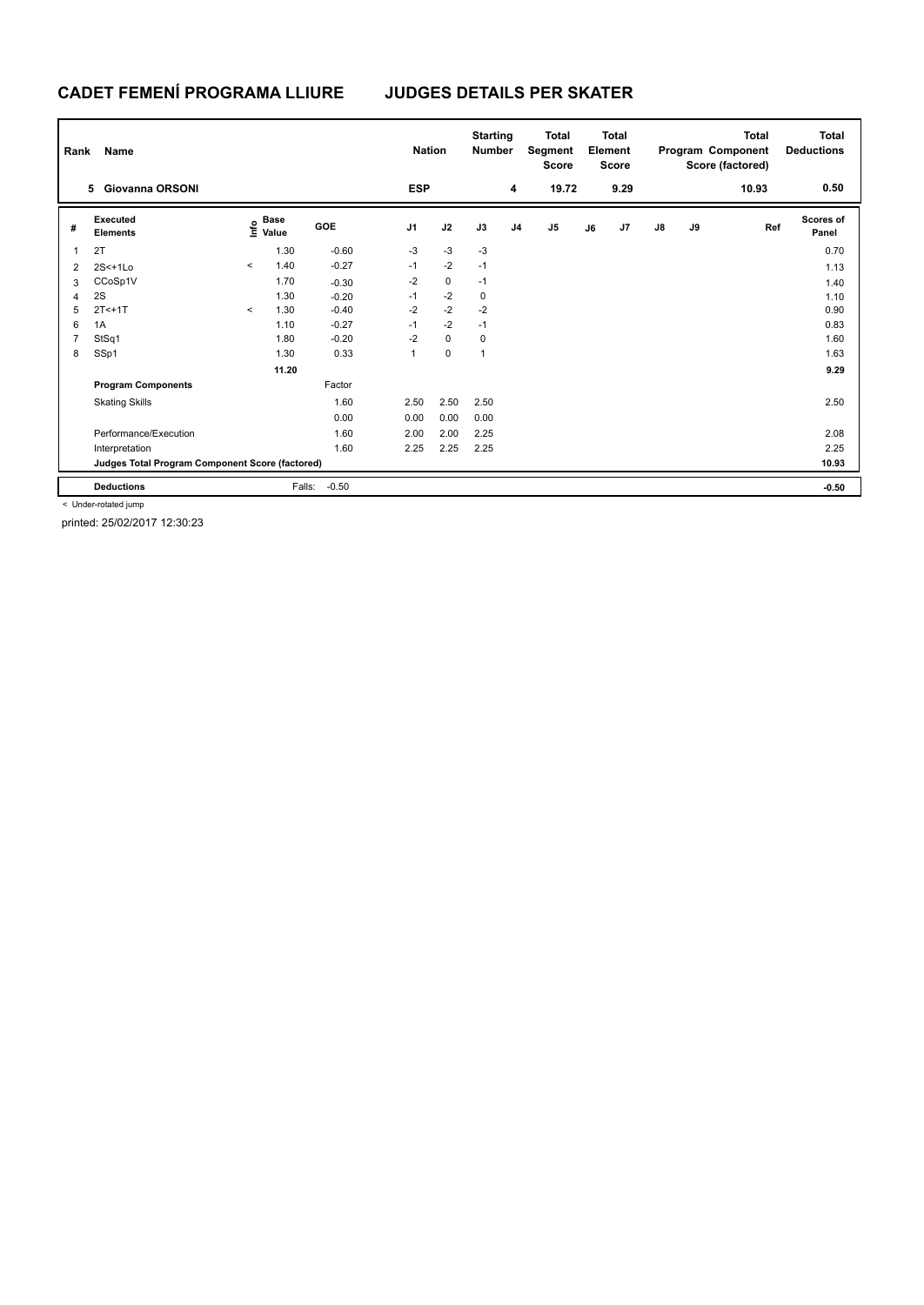# CADET FEMENÍ PROGRAMA LLIURE JUDGES DETAILS PER SKATER

| Rank | Name | Nation | Starting Number | Total Segment Score | Total Element Score | Total Program Component Score (factored) | Total Deductions |
|---|---|---|---|---|---|---|---|
| 5 | Giovanna ORSONI | ESP | 4 | 19.72 | 9.29 | 10.93 | 0.50 |

| # | Executed Elements | Info | Base Value | GOE | J1 | J2 | J3 | J4 | J5 | J6 | J7 | J8 | J9 | Ref | Scores of Panel |
|---|---|---|---|---|---|---|---|---|---|---|---|---|---|---|---|
| 1 | 2T | | 1.30 | -0.60 | -3 | -3 | -3 | | | | | | | | 0.70 |
| 2 | 2S<+1Lo | < | 1.40 | -0.27 | -1 | -2 | -1 | | | | | | | | 1.13 |
| 3 | CCoSp1V | | 1.70 | -0.30 | -2 | 0 | -1 | | | | | | | | 1.40 |
| 4 | 2S | | 1.30 | -0.20 | -1 | -2 | 0 | | | | | | | | 1.10 |
| 5 | 2T<+1T | < | 1.30 | -0.40 | -2 | -2 | -2 | | | | | | | | 0.90 |
| 6 | 1A | | 1.10 | -0.27 | -1 | -2 | -1 | | | | | | | | 0.83 |
| 7 | StSq1 | | 1.80 | -0.20 | -2 | 0 | 0 | | | | | | | | 1.60 |
| 8 | SSp1 | | 1.30 | 0.33 | 1 | 0 | 1 | | | | | | | | 1.63 |
| | | | 11.20 | | | | | | | | | | | | 9.29 |
| | **Program Components** | | | Factor | | | | | | | | | | | |
| | Skating Skills | | | 1.60 | 2.50 | 2.50 | 2.50 | | | | | | | | 2.50 |
| | | | | 0.00 | 0.00 | 0.00 | 0.00 | | | | | | | | |
| | Performance/Execution | | | 1.60 | 2.00 | 2.00 | 2.25 | | | | | | | | 2.08 |
| | Interpretation | | | 1.60 | 2.25 | 2.25 | 2.25 | | | | | | | | 2.25 |
| | **Judges Total Program Component Score (factored)** | | | | | | | | | | | | | | 10.93 |
| | **Deductions** | | Falls: | -0.50 | | | | | | | | | | | -0.50 |

< Under-rotated jump

printed: 25/02/2017 12:30:23